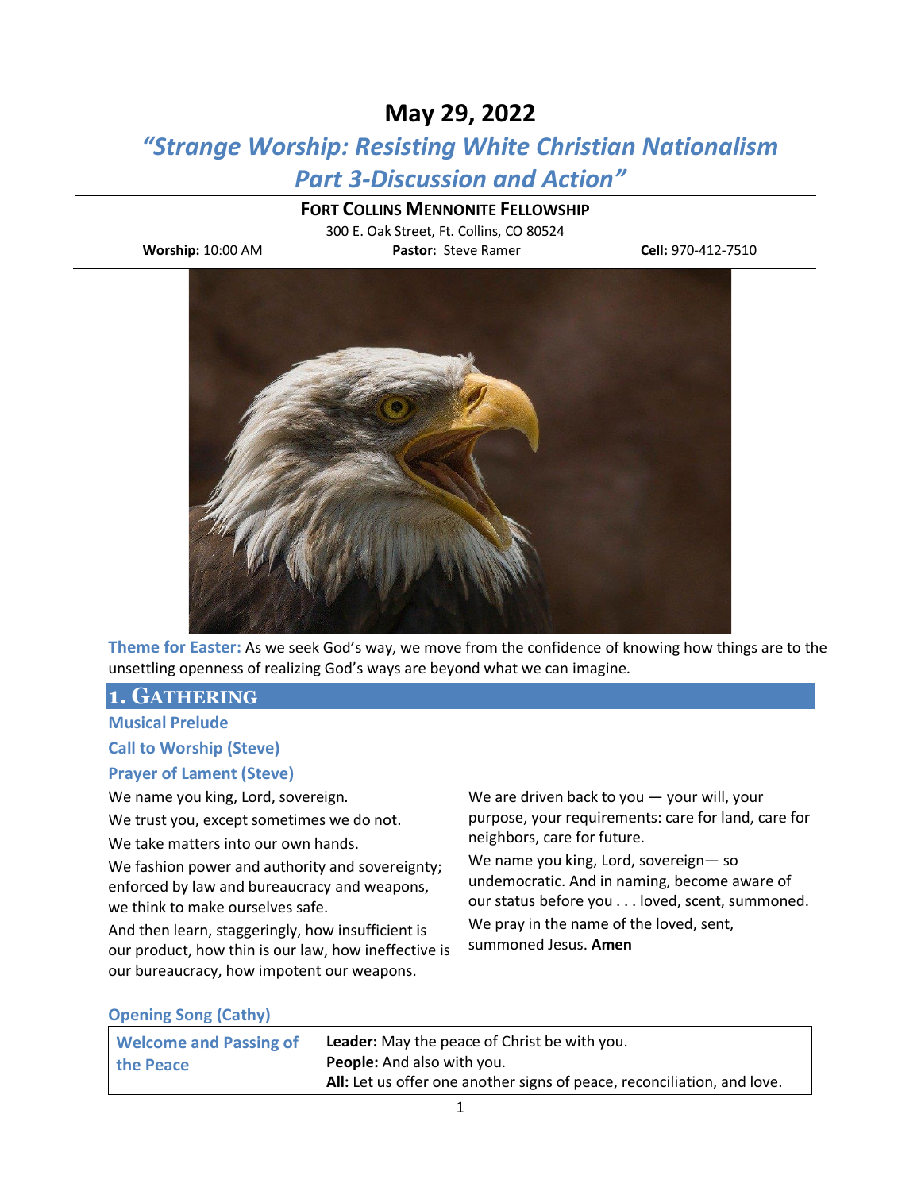# May 29, 2022

## *"Strange Worship: Resisting White Christian Nationalism Part 3-Discussion and Action"*

**FORT COLLINS MENNONITE FELLOWSHIP**

300 E. Oak Street, Ft. Collins, CO 80524

**Worship:** 10:00 AM **Pastor:** Steve Ramer **Cell:** 970-412-7510

**Theme for Easter:** As we seek God's way, we move from the confidence of knowing how things are to the unsettling openness of realizing God's ways are beyond what we can imagine.

## 1. GATHERING

### Musical Prelude

### Call to Worship (Steve)

### Prayer of Lament (Steve)

We name you king, Lord, sovereign.

We trust you, except sometimes we do not.

We take matters into our own hands.

We fashion power and authority and sovereignty; enforced by law and bureaucracy and weapons, we think to make ourselves safe.

And then learn, staggeringly, how insufficient is our product, how thin is our law, how ineffective is our bureaucracy, how impotent our weapons.

We are driven back to you — your will, your purpose, your requirements: care for land, care for neighbors, care for future.

We name you king, Lord, sovereign— so undemocratic. And in naming, become aware of our status before you . . . loved, scent, summoned.

We pray in the name of the loved, sent, summoned Jesus. **Amen**

### Opening Song (Cathy)

### Welcome and Passing of the Peace

**Leader:** May the peace of Christ be with you.
**People:** And also with you.
**All:** Let us offer one another signs of peace, reconciliation, and love.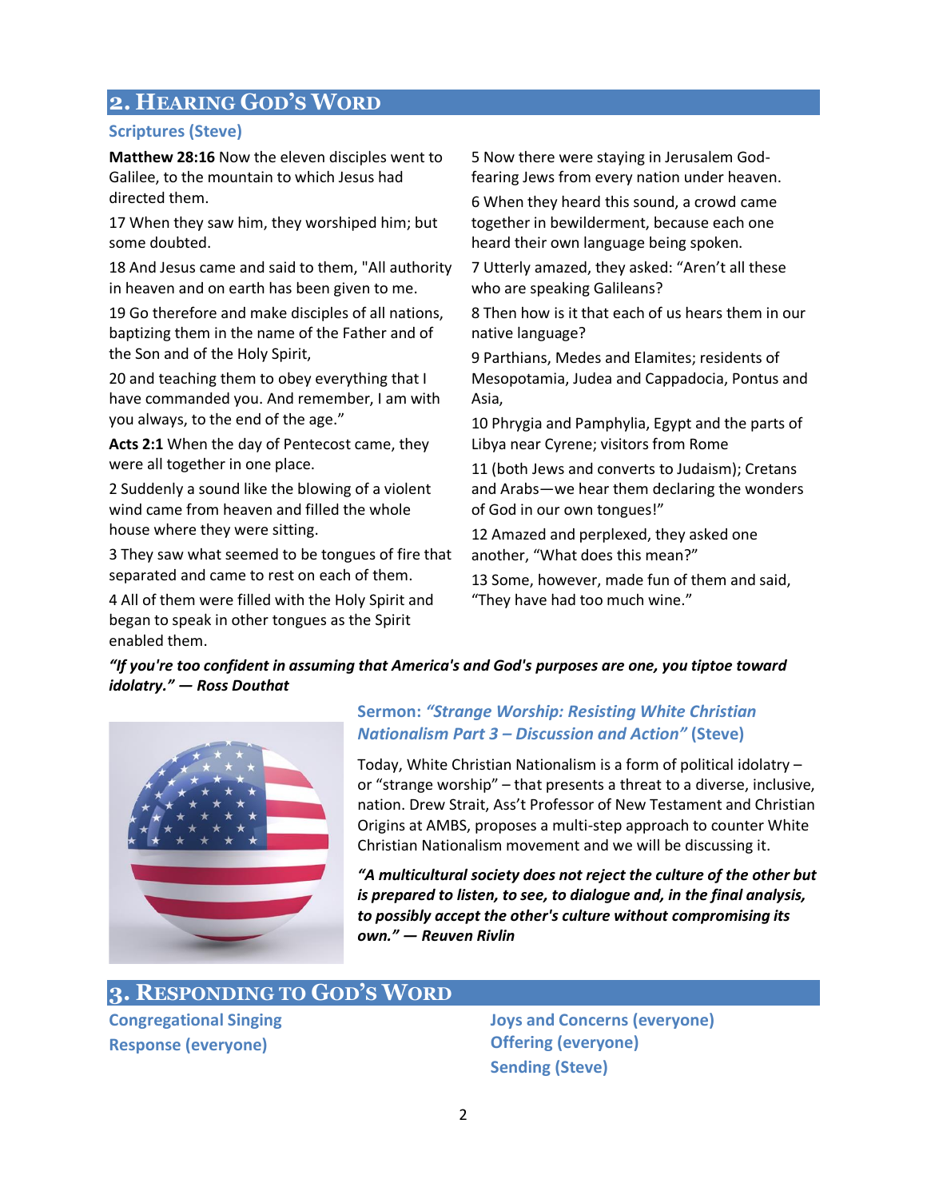## 2. Hearing God's Word

### Scriptures (Steve)

**Matthew 28:16** Now the eleven disciples went to Galilee, to the mountain to which Jesus had directed them.

17 When they saw him, they worshiped him; but some doubted.

18 And Jesus came and said to them, "All authority in heaven and on earth has been given to me.

19 Go therefore and make disciples of all nations, baptizing them in the name of the Father and of the Son and of the Holy Spirit,

20 and teaching them to obey everything that I have commanded you. And remember, I am with you always, to the end of the age."

**Acts 2:1** When the day of Pentecost came, they were all together in one place.

2 Suddenly a sound like the blowing of a violent wind came from heaven and filled the whole house where they were sitting.

3 They saw what seemed to be tongues of fire that separated and came to rest on each of them.

4 All of them were filled with the Holy Spirit and began to speak in other tongues as the Spirit enabled them.

5 Now there were staying in Jerusalem God-fearing Jews from every nation under heaven.

6 When they heard this sound, a crowd came together in bewilderment, because each one heard their own language being spoken.

7 Utterly amazed, they asked: "Aren't all these who are speaking Galileans?

8 Then how is it that each of us hears them in our native language?

9 Parthians, Medes and Elamites; residents of Mesopotamia, Judea and Cappadocia, Pontus and Asia,

10 Phrygia and Pamphylia, Egypt and the parts of Libya near Cyrene; visitors from Rome

11 (both Jews and converts to Judaism); Cretans and Arabs—we hear them declaring the wonders of God in our own tongues!"

12 Amazed and perplexed, they asked one another, "What does this mean?"

13 Some, however, made fun of them and said, "They have had too much wine."

***"If you're too confident in assuming that America's and God's purposes are one, you tiptoe toward idolatry." — Ross Douthat***

### Sermon: *"Strange Worship: Resisting White Christian Nationalism Part 3 – Discussion and Action"* (Steve)

Today, White Christian Nationalism is a form of political idolatry – or "strange worship" – that presents a threat to a diverse, inclusive, nation. Drew Strait, Ass't Professor of New Testament and Christian Origins at AMBS, proposes a multi-step approach to counter White Christian Nationalism movement and we will be discussing it.

***"A multicultural society does not reject the culture of the other but is prepared to listen, to see, to dialogue and, in the final analysis, to possibly accept the other's culture without compromising its own." — Reuven Rivlin***

## 3. Responding to God's Word

### Congregational Singing

### Response (everyone)

### Joys and Concerns (everyone)

### Offering (everyone)

### Sending (Steve)